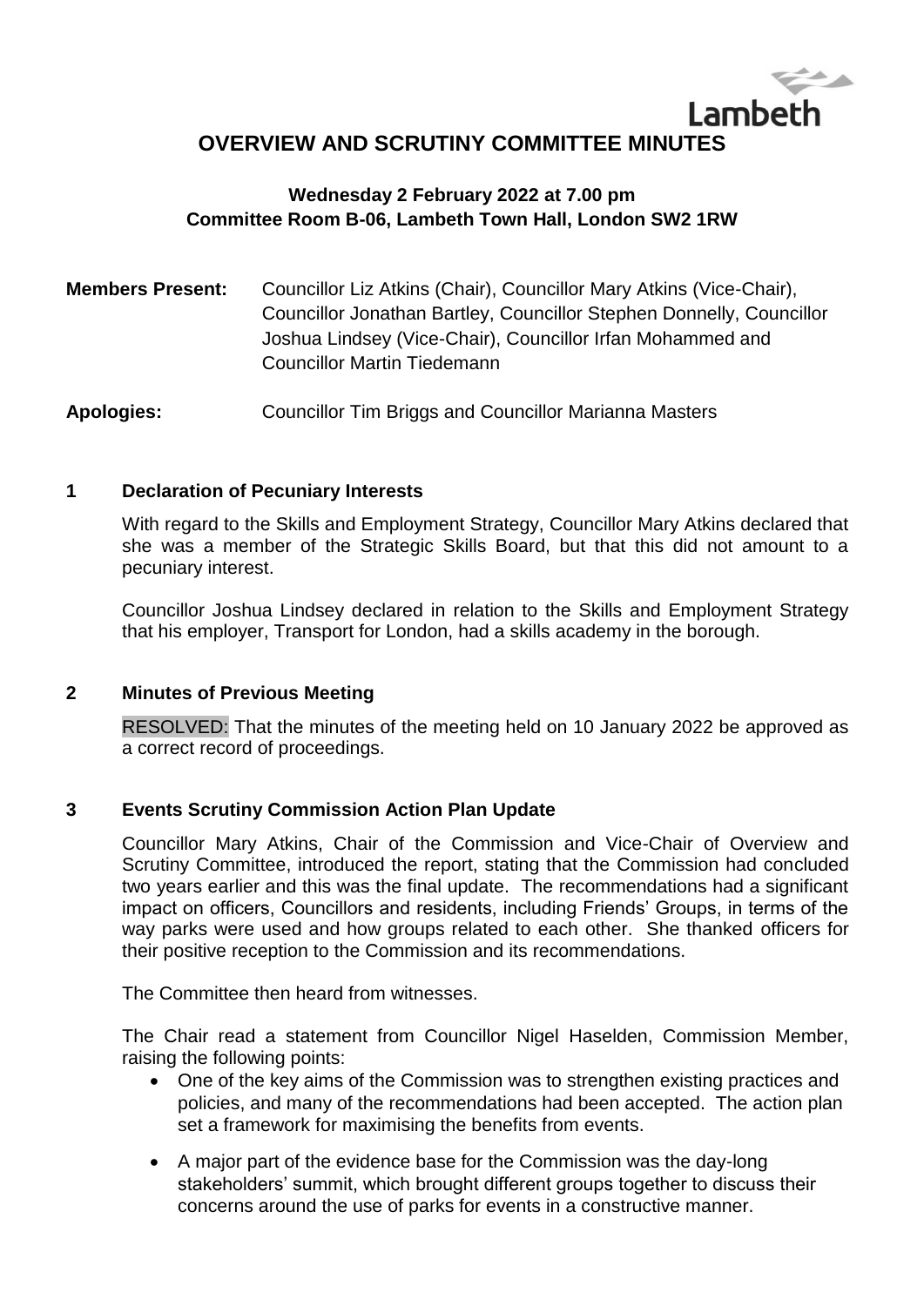Lambeth

# OVERVIEW AND SCRUTINY COMMITTEE MINUTES

**Wednesday 2 February 2022 at 7.00 pm**
**Committee Room B-06, Lambeth Town Hall, London SW2 1RW**

**Members Present:** Councillor Liz Atkins (Chair), Councillor Mary Atkins (Vice-Chair), Councillor Jonathan Bartley, Councillor Stephen Donnelly, Councillor Joshua Lindsey (Vice-Chair), Councillor Irfan Mohammed and Councillor Martin Tiedemann

**Apologies:** Councillor Tim Briggs and Councillor Marianna Masters

## 1 Declaration of Pecuniary Interests

With regard to the Skills and Employment Strategy, Councillor Mary Atkins declared that she was a member of the Strategic Skills Board, but that this did not amount to a pecuniary interest.

Councillor Joshua Lindsey declared in relation to the Skills and Employment Strategy that his employer, Transport for London, had a skills academy in the borough.

## 2 Minutes of Previous Meeting

RESOLVED: That the minutes of the meeting held on 10 January 2022 be approved as a correct record of proceedings.

## 3 Events Scrutiny Commission Action Plan Update

Councillor Mary Atkins, Chair of the Commission and Vice-Chair of Overview and Scrutiny Committee, introduced the report, stating that the Commission had concluded two years earlier and this was the final update. The recommendations had a significant impact on officers, Councillors and residents, including Friends' Groups, in terms of the way parks were used and how groups related to each other. She thanked officers for their positive reception to the Commission and its recommendations.

The Committee then heard from witnesses.

The Chair read a statement from Councillor Nigel Haselden, Commission Member, raising the following points:

- One of the key aims of the Commission was to strengthen existing practices and policies, and many of the recommendations had been accepted. The action plan set a framework for maximising the benefits from events.
- A major part of the evidence base for the Commission was the day-long stakeholders' summit, which brought different groups together to discuss their concerns around the use of parks for events in a constructive manner.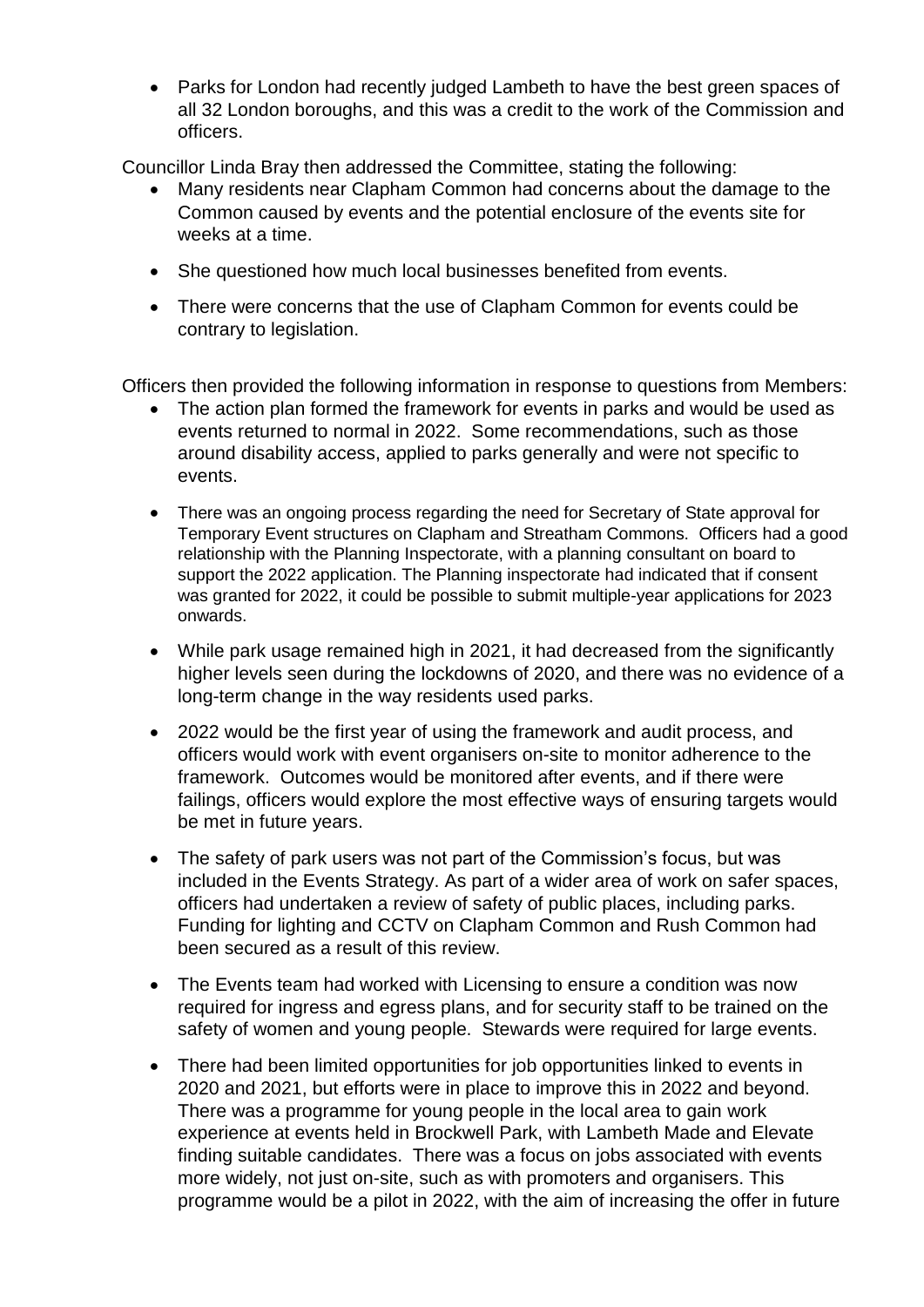- Parks for London had recently judged Lambeth to have the best green spaces of all 32 London boroughs, and this was a credit to the work of the Commission and officers.

Councillor Linda Bray then addressed the Committee, stating the following:

- Many residents near Clapham Common had concerns about the damage to the Common caused by events and the potential enclosure of the events site for weeks at a time.
- She questioned how much local businesses benefited from events.
- There were concerns that the use of Clapham Common for events could be contrary to legislation.

Officers then provided the following information in response to questions from Members:

- The action plan formed the framework for events in parks and would be used as events returned to normal in 2022. Some recommendations, such as those around disability access, applied to parks generally and were not specific to events.
- There was an ongoing process regarding the need for Secretary of State approval for Temporary Event structures on Clapham and Streatham Commons. Officers had a good relationship with the Planning Inspectorate, with a planning consultant on board to support the 2022 application. The Planning inspectorate had indicated that if consent was granted for 2022, it could be possible to submit multiple-year applications for 2023 onwards.
- While park usage remained high in 2021, it had decreased from the significantly higher levels seen during the lockdowns of 2020, and there was no evidence of a long-term change in the way residents used parks.
- 2022 would be the first year of using the framework and audit process, and officers would work with event organisers on-site to monitor adherence to the framework. Outcomes would be monitored after events, and if there were failings, officers would explore the most effective ways of ensuring targets would be met in future years.
- The safety of park users was not part of the Commission's focus, but was included in the Events Strategy. As part of a wider area of work on safer spaces, officers had undertaken a review of safety of public places, including parks. Funding for lighting and CCTV on Clapham Common and Rush Common had been secured as a result of this review.
- The Events team had worked with Licensing to ensure a condition was now required for ingress and egress plans, and for security staff to be trained on the safety of women and young people. Stewards were required for large events.
- There had been limited opportunities for job opportunities linked to events in 2020 and 2021, but efforts were in place to improve this in 2022 and beyond. There was a programme for young people in the local area to gain work experience at events held in Brockwell Park, with Lambeth Made and Elevate finding suitable candidates. There was a focus on jobs associated with events more widely, not just on-site, such as with promoters and organisers. This programme would be a pilot in 2022, with the aim of increasing the offer in future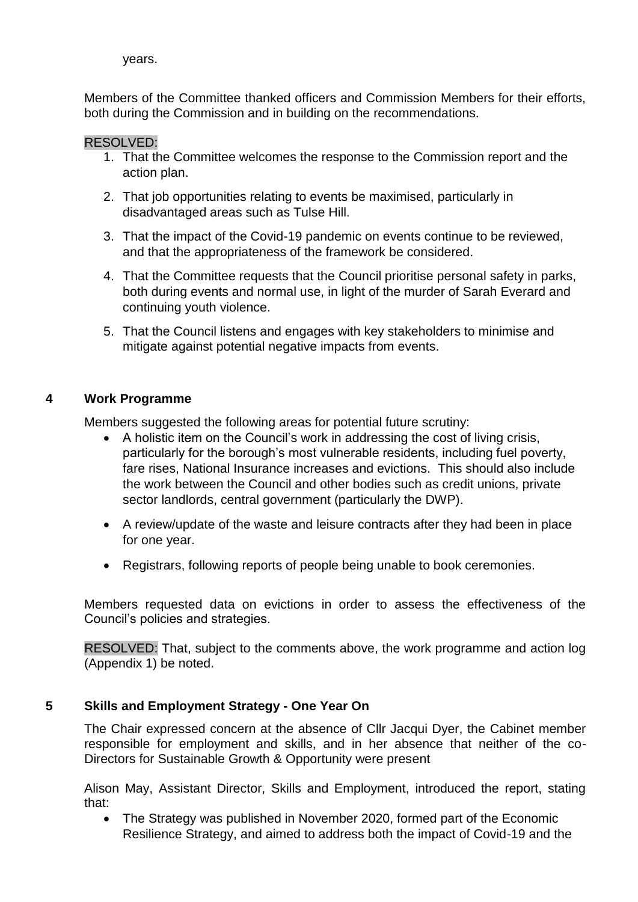years.

Members of the Committee thanked officers and Commission Members for their efforts, both during the Commission and in building on the recommendations.

RESOLVED:

1. That the Committee welcomes the response to the Commission report and the action plan.
2. That job opportunities relating to events be maximised, particularly in disadvantaged areas such as Tulse Hill.
3. That the impact of the Covid-19 pandemic on events continue to be reviewed, and that the appropriateness of the framework be considered.
4. That the Committee requests that the Council prioritise personal safety in parks, both during events and normal use, in light of the murder of Sarah Everard and continuing youth violence.
5. That the Council listens and engages with key stakeholders to minimise and mitigate against potential negative impacts from events.

## 4 Work Programme

Members suggested the following areas for potential future scrutiny:

- A holistic item on the Council's work in addressing the cost of living crisis, particularly for the borough's most vulnerable residents, including fuel poverty, fare rises, National Insurance increases and evictions. This should also include the work between the Council and other bodies such as credit unions, private sector landlords, central government (particularly the DWP).
- A review/update of the waste and leisure contracts after they had been in place for one year.
- Registrars, following reports of people being unable to book ceremonies.

Members requested data on evictions in order to assess the effectiveness of the Council's policies and strategies.

RESOLVED: That, subject to the comments above, the work programme and action log (Appendix 1) be noted.

## 5 Skills and Employment Strategy - One Year On

The Chair expressed concern at the absence of Cllr Jacqui Dyer, the Cabinet member responsible for employment and skills, and in her absence that neither of the co-Directors for Sustainable Growth & Opportunity were present

Alison May, Assistant Director, Skills and Employment, introduced the report, stating that:

- The Strategy was published in November 2020, formed part of the Economic Resilience Strategy, and aimed to address both the impact of Covid-19 and the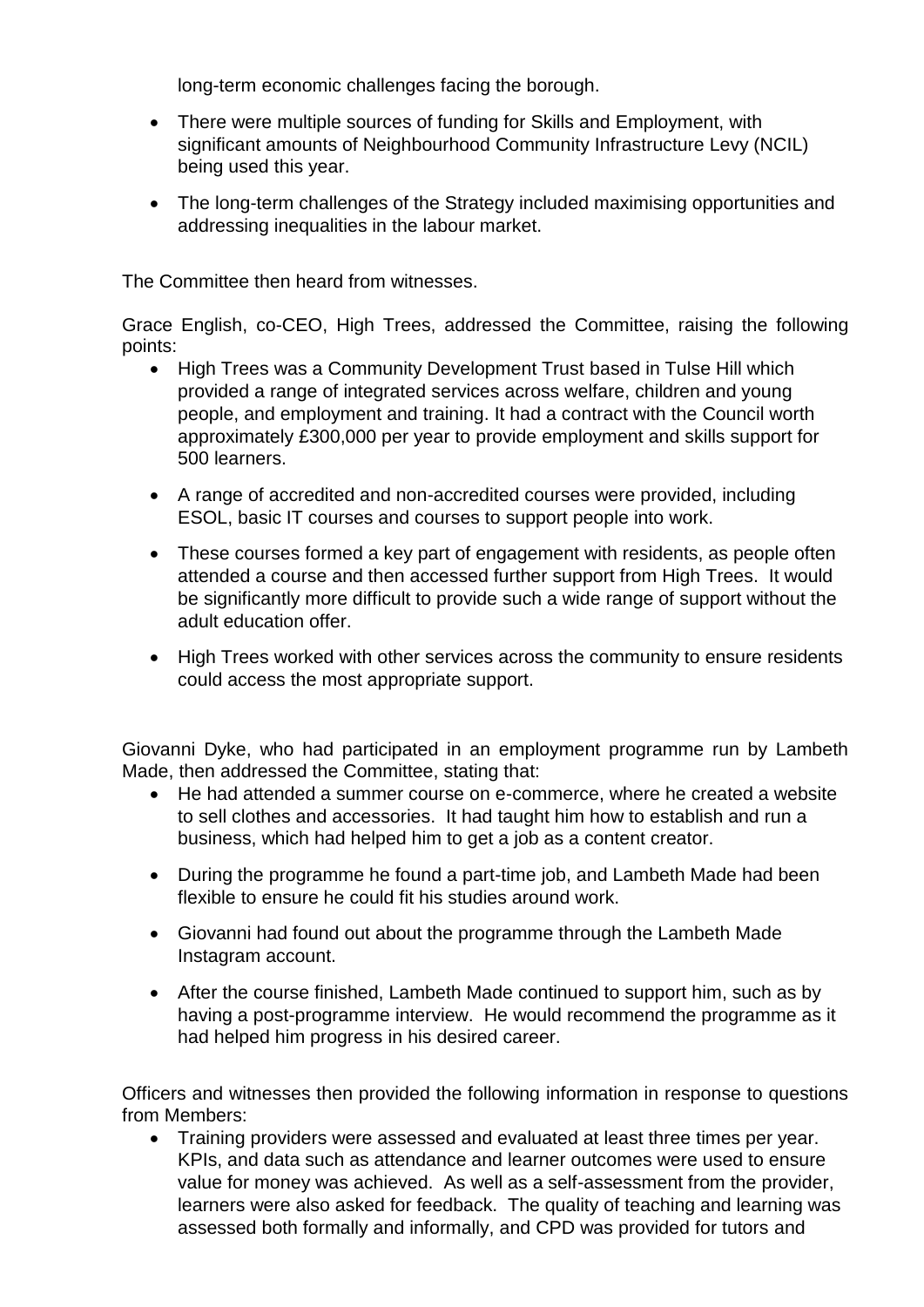long-term economic challenges facing the borough.

- There were multiple sources of funding for Skills and Employment, with significant amounts of Neighbourhood Community Infrastructure Levy (NCIL) being used this year.
- The long-term challenges of the Strategy included maximising opportunities and addressing inequalities in the labour market.

The Committee then heard from witnesses.

Grace English, co-CEO, High Trees, addressed the Committee, raising the following points:

- High Trees was a Community Development Trust based in Tulse Hill which provided a range of integrated services across welfare, children and young people, and employment and training. It had a contract with the Council worth approximately £300,000 per year to provide employment and skills support for 500 learners.
- A range of accredited and non-accredited courses were provided, including ESOL, basic IT courses and courses to support people into work.
- These courses formed a key part of engagement with residents, as people often attended a course and then accessed further support from High Trees. It would be significantly more difficult to provide such a wide range of support without the adult education offer.
- High Trees worked with other services across the community to ensure residents could access the most appropriate support.

Giovanni Dyke, who had participated in an employment programme run by Lambeth Made, then addressed the Committee, stating that:

- He had attended a summer course on e-commerce, where he created a website to sell clothes and accessories. It had taught him how to establish and run a business, which had helped him to get a job as a content creator.
- During the programme he found a part-time job, and Lambeth Made had been flexible to ensure he could fit his studies around work.
- Giovanni had found out about the programme through the Lambeth Made Instagram account.
- After the course finished, Lambeth Made continued to support him, such as by having a post-programme interview. He would recommend the programme as it had helped him progress in his desired career.

Officers and witnesses then provided the following information in response to questions from Members:

- Training providers were assessed and evaluated at least three times per year. KPIs, and data such as attendance and learner outcomes were used to ensure value for money was achieved. As well as a self-assessment from the provider, learners were also asked for feedback. The quality of teaching and learning was assessed both formally and informally, and CPD was provided for tutors and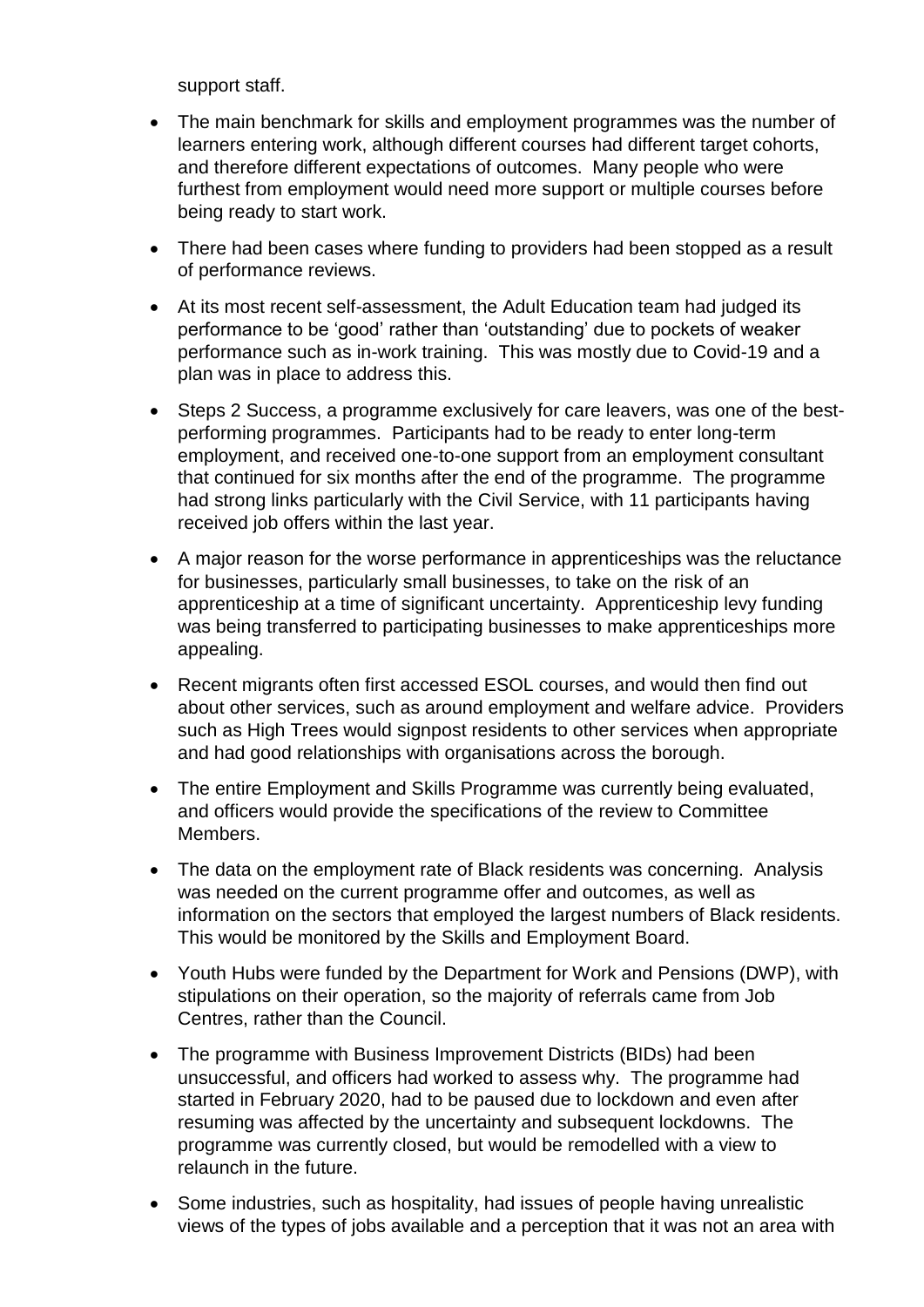support staff.

- The main benchmark for skills and employment programmes was the number of learners entering work, although different courses had different target cohorts, and therefore different expectations of outcomes. Many people who were furthest from employment would need more support or multiple courses before being ready to start work.
- There had been cases where funding to providers had been stopped as a result of performance reviews.
- At its most recent self-assessment, the Adult Education team had judged its performance to be 'good' rather than 'outstanding' due to pockets of weaker performance such as in-work training. This was mostly due to Covid-19 and a plan was in place to address this.
- Steps 2 Success, a programme exclusively for care leavers, was one of the best-performing programmes. Participants had to be ready to enter long-term employment, and received one-to-one support from an employment consultant that continued for six months after the end of the programme. The programme had strong links particularly with the Civil Service, with 11 participants having received job offers within the last year.
- A major reason for the worse performance in apprenticeships was the reluctance for businesses, particularly small businesses, to take on the risk of an apprenticeship at a time of significant uncertainty. Apprenticeship levy funding was being transferred to participating businesses to make apprenticeships more appealing.
- Recent migrants often first accessed ESOL courses, and would then find out about other services, such as around employment and welfare advice. Providers such as High Trees would signpost residents to other services when appropriate and had good relationships with organisations across the borough.
- The entire Employment and Skills Programme was currently being evaluated, and officers would provide the specifications of the review to Committee Members.
- The data on the employment rate of Black residents was concerning. Analysis was needed on the current programme offer and outcomes, as well as information on the sectors that employed the largest numbers of Black residents. This would be monitored by the Skills and Employment Board.
- Youth Hubs were funded by the Department for Work and Pensions (DWP), with stipulations on their operation, so the majority of referrals came from Job Centres, rather than the Council.
- The programme with Business Improvement Districts (BIDs) had been unsuccessful, and officers had worked to assess why. The programme had started in February 2020, had to be paused due to lockdown and even after resuming was affected by the uncertainty and subsequent lockdowns. The programme was currently closed, but would be remodelled with a view to relaunch in the future.
- Some industries, such as hospitality, had issues of people having unrealistic views of the types of jobs available and a perception that it was not an area with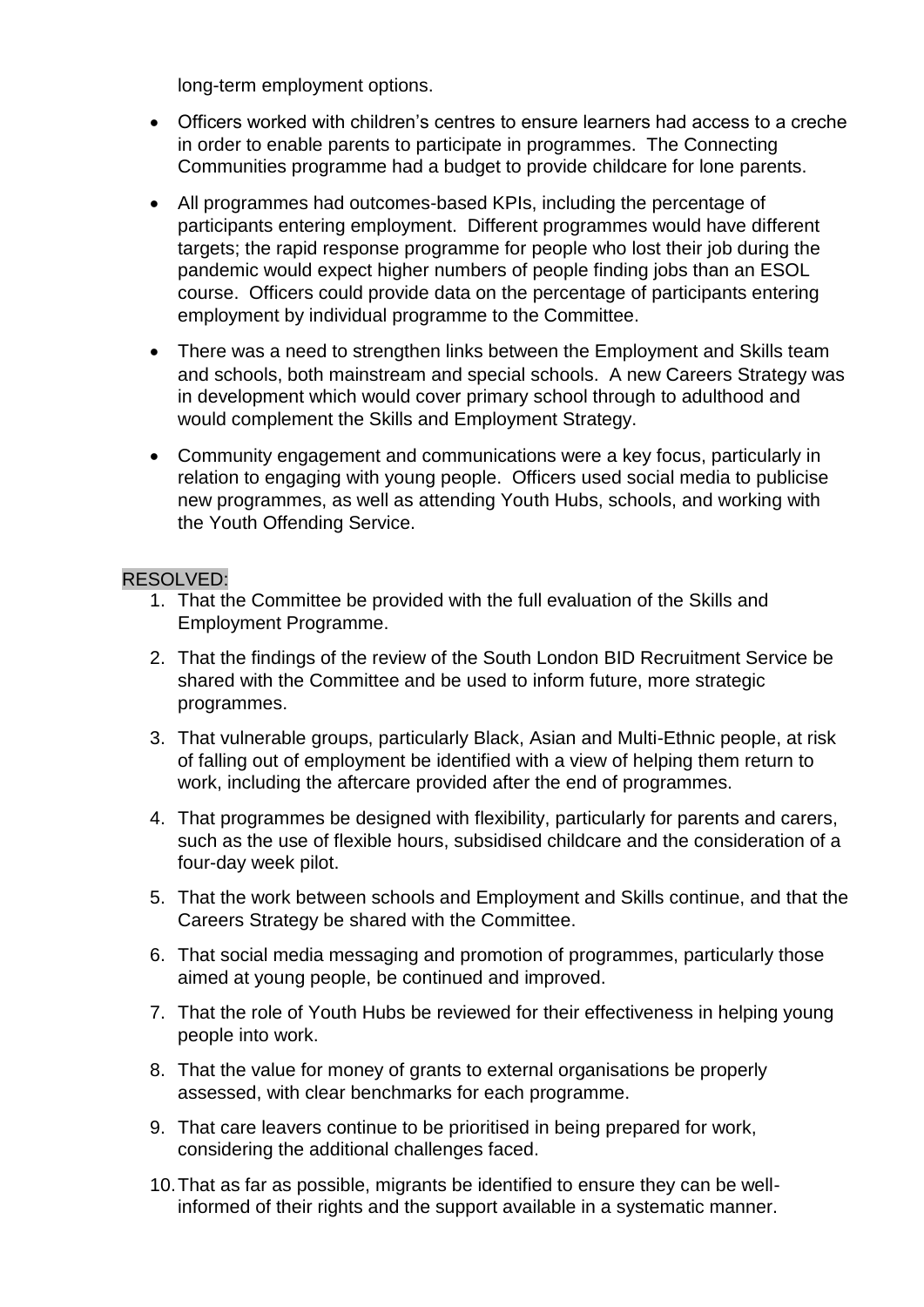long-term employment options.

- Officers worked with children's centres to ensure learners had access to a creche in order to enable parents to participate in programmes. The Connecting Communities programme had a budget to provide childcare for lone parents.
- All programmes had outcomes-based KPIs, including the percentage of participants entering employment. Different programmes would have different targets; the rapid response programme for people who lost their job during the pandemic would expect higher numbers of people finding jobs than an ESOL course. Officers could provide data on the percentage of participants entering employment by individual programme to the Committee.
- There was a need to strengthen links between the Employment and Skills team and schools, both mainstream and special schools. A new Careers Strategy was in development which would cover primary school through to adulthood and would complement the Skills and Employment Strategy.
- Community engagement and communications were a key focus, particularly in relation to engaging with young people. Officers used social media to publicise new programmes, as well as attending Youth Hubs, schools, and working with the Youth Offending Service.

RESOLVED:

1. That the Committee be provided with the full evaluation of the Skills and Employment Programme.
2. That the findings of the review of the South London BID Recruitment Service be shared with the Committee and be used to inform future, more strategic programmes.
3. That vulnerable groups, particularly Black, Asian and Multi-Ethnic people, at risk of falling out of employment be identified with a view of helping them return to work, including the aftercare provided after the end of programmes.
4. That programmes be designed with flexibility, particularly for parents and carers, such as the use of flexible hours, subsidised childcare and the consideration of a four-day week pilot.
5. That the work between schools and Employment and Skills continue, and that the Careers Strategy be shared with the Committee.
6. That social media messaging and promotion of programmes, particularly those aimed at young people, be continued and improved.
7. That the role of Youth Hubs be reviewed for their effectiveness in helping young people into work.
8. That the value for money of grants to external organisations be properly assessed, with clear benchmarks for each programme.
9. That care leavers continue to be prioritised in being prepared for work, considering the additional challenges faced.
10. That as far as possible, migrants be identified to ensure they can be well-informed of their rights and the support available in a systematic manner.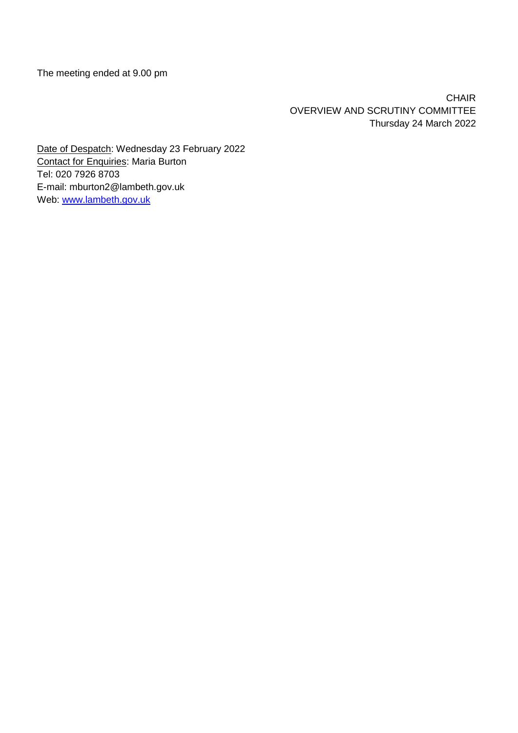The meeting ended at 9.00 pm

CHAIR
OVERVIEW AND SCRUTINY COMMITTEE
Thursday 24 March 2022

Date of Despatch: Wednesday 23 February 2022
Contact for Enquiries: Maria Burton
Tel: 020 7926 8703
E-mail: mburton2@lambeth.gov.uk
Web: [www.lambeth.gov.uk](http://www.lambeth.gov.uk)